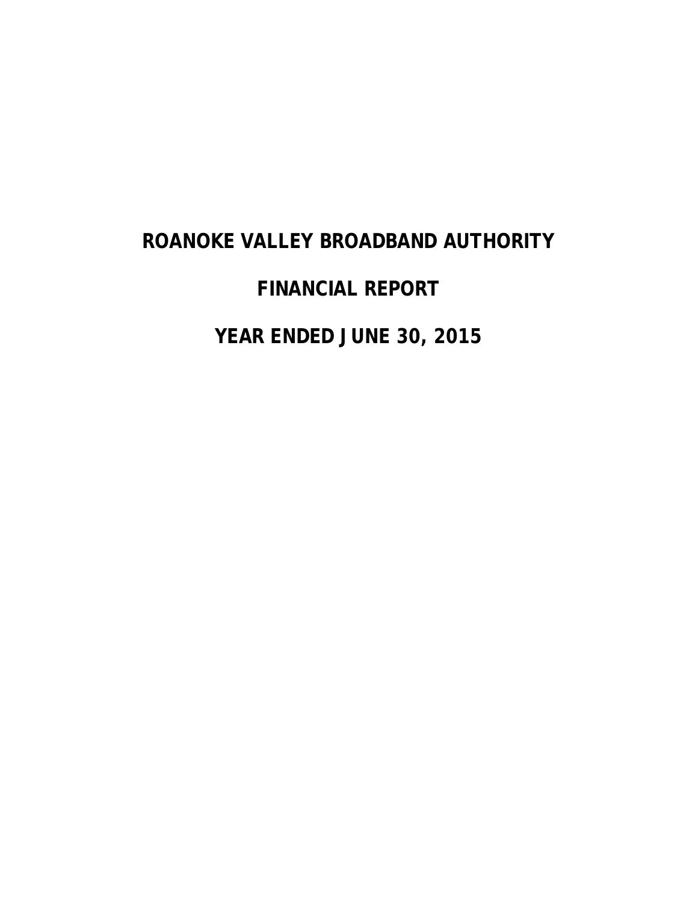# ROANOKE VALLEY BROADBAND AUTHORITY

## FINANCIAL REPORT

## YEAR ENDED JUNE 30, 2015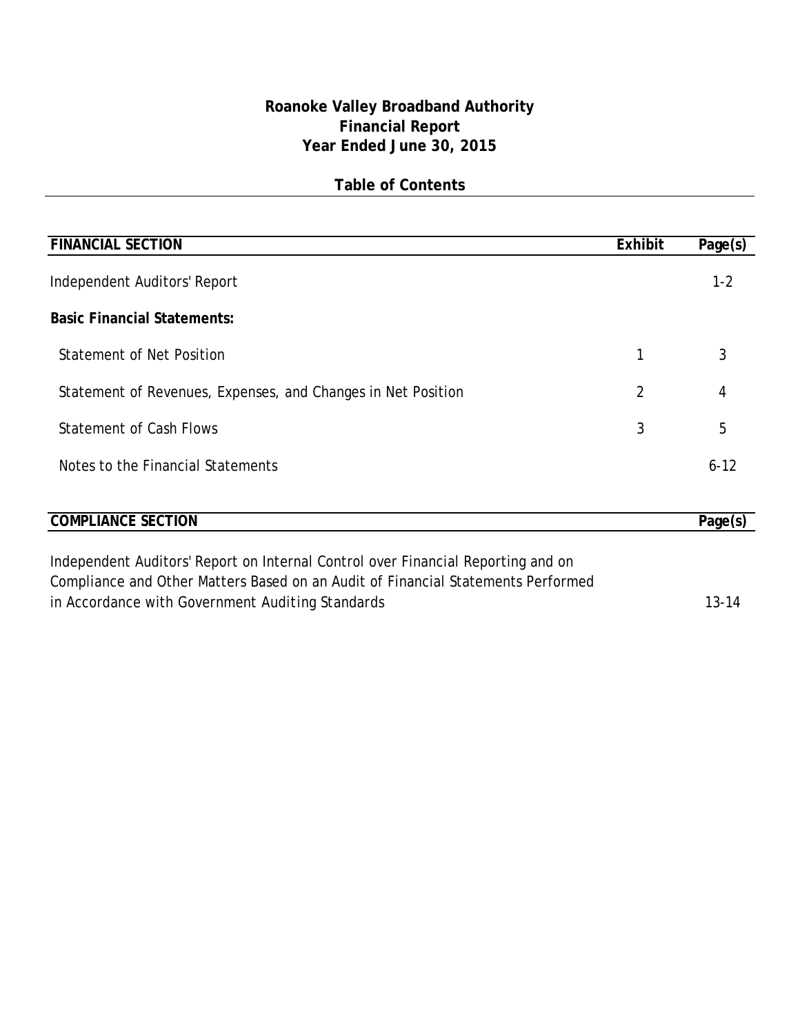# Roanoke Valley Broadband Authority
## Financial Report
## Year Ended June 30, 2015

### Table of Contents

| FINANCIAL SECTION | Exhibit | Page(s) |
|---|---|---|
| Independent Auditors' Report | | 1-2 |
| **Basic Financial Statements:** | | |
| Statement of Net Position | 1 | 3 |
| Statement of Revenues, Expenses, and Changes in Net Position | 2 | 4 |
| Statement of Cash Flows | 3 | 5 |
| Notes to the Financial Statements | | 6-12 |

| COMPLIANCE SECTION | Page(s) |
|---|---|
| Independent Auditors' Report on Internal Control over Financial Reporting and on Compliance and Other Matters Based on an Audit of Financial Statements Performed in Accordance with *Government Auditing Standards* | 13-14 |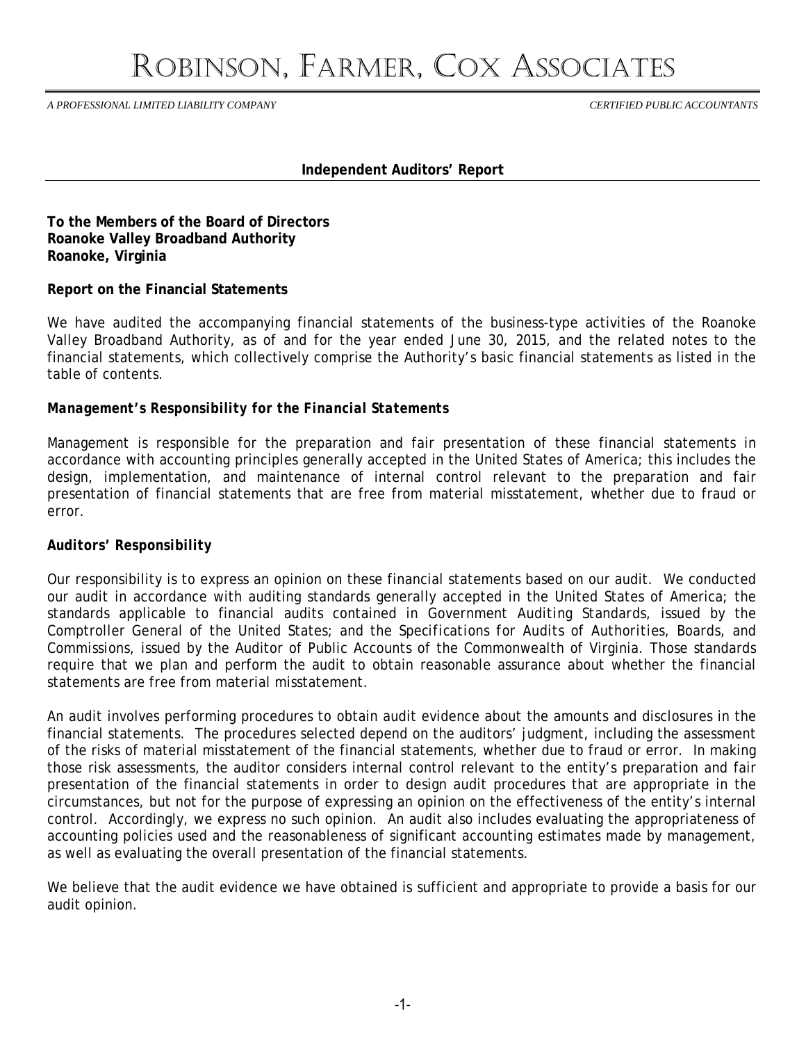# Robinson, Farmer, Cox Associates

*A PROFESSIONAL LIMITED LIABILITY COMPANY* *CERTIFIED PUBLIC ACCOUNTANTS*

## Independent Auditors' Report

**To the Members of the Board of Directors**
**Roanoke Valley Broadband Authority**
**Roanoke, Virginia**

### Report on the Financial Statements

We have audited the accompanying financial statements of the business-type activities of the Roanoke Valley Broadband Authority, as of and for the year ended June 30, 2015, and the related notes to the financial statements, which collectively comprise the Authority's basic financial statements as listed in the table of contents.

### *Management's Responsibility for the Financial Statements*

Management is responsible for the preparation and fair presentation of these financial statements in accordance with accounting principles generally accepted in the United States of America; this includes the design, implementation, and maintenance of internal control relevant to the preparation and fair presentation of financial statements that are free from material misstatement, whether due to fraud or error.

### *Auditors' Responsibility*

Our responsibility is to express an opinion on these financial statements based on our audit. We conducted our audit in accordance with auditing standards generally accepted in the United States of America; the standards applicable to financial audits contained in *Government Auditing Standards*, issued by the Comptroller General of the United States; and the *Specifications for Audits of Authorities, Boards, and Commissions*, issued by the Auditor of Public Accounts of the Commonwealth of Virginia. Those standards require that we plan and perform the audit to obtain reasonable assurance about whether the financial statements are free from material misstatement.

An audit involves performing procedures to obtain audit evidence about the amounts and disclosures in the financial statements. The procedures selected depend on the auditors' judgment, including the assessment of the risks of material misstatement of the financial statements, whether due to fraud or error. In making those risk assessments, the auditor considers internal control relevant to the entity's preparation and fair presentation of the financial statements in order to design audit procedures that are appropriate in the circumstances, but not for the purpose of expressing an opinion on the effectiveness of the entity's internal control. Accordingly, we express no such opinion. An audit also includes evaluating the appropriateness of accounting policies used and the reasonableness of significant accounting estimates made by management, as well as evaluating the overall presentation of the financial statements.

We believe that the audit evidence we have obtained is sufficient and appropriate to provide a basis for our audit opinion.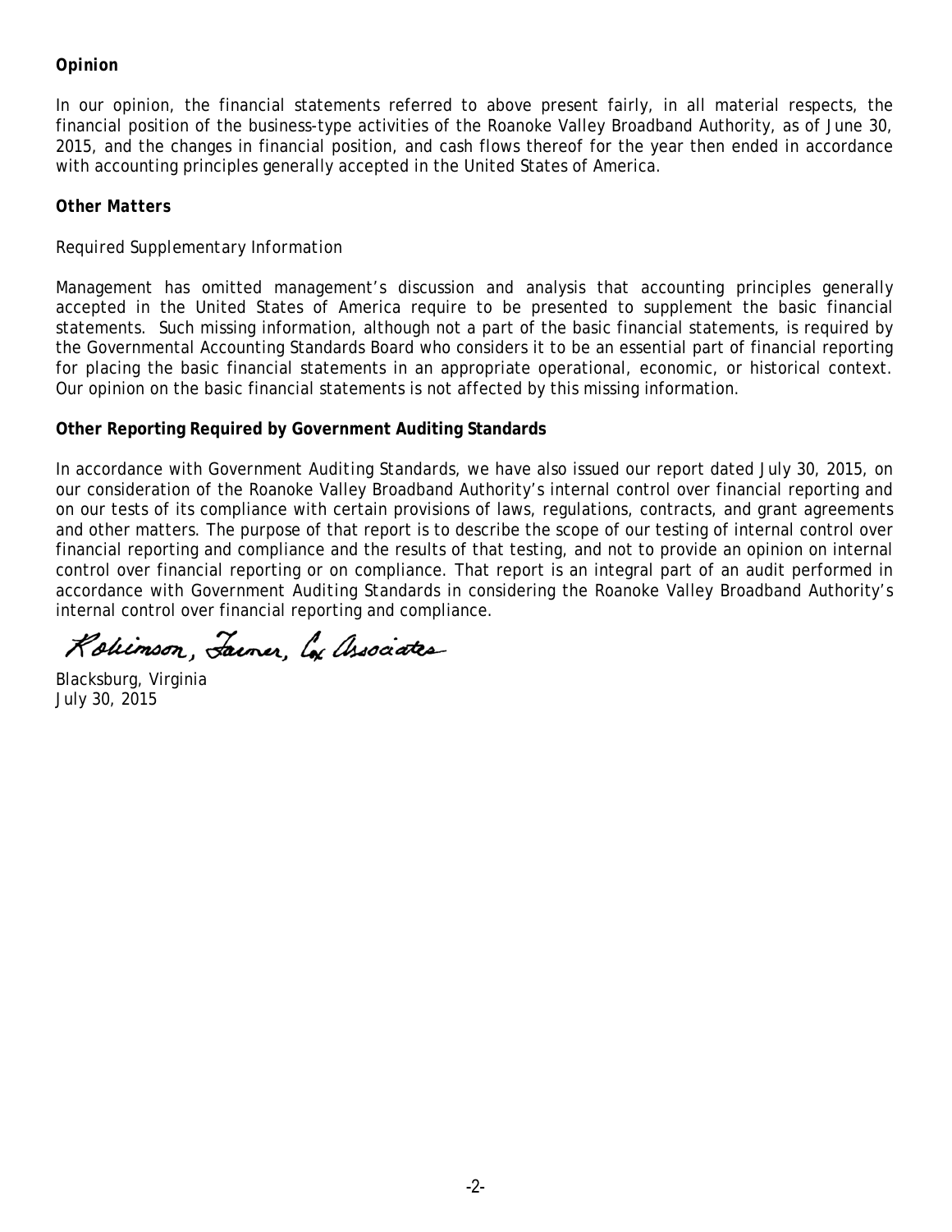**Opinion**

In our opinion, the financial statements referred to above present fairly, in all material respects, the financial position of the business-type activities of the Roanoke Valley Broadband Authority, as of June 30, 2015, and the changes in financial position, and cash flows thereof for the year then ended in accordance with accounting principles generally accepted in the United States of America.

**Other Matters**

*Required Supplementary Information*

Management has omitted management's discussion and analysis that accounting principles generally accepted in the United States of America require to be presented to supplement the basic financial statements. Such missing information, although not a part of the basic financial statements, is required by the Governmental Accounting Standards Board who considers it to be an essential part of financial reporting for placing the basic financial statements in an appropriate operational, economic, or historical context. Our opinion on the basic financial statements is not affected by this missing information.

**Other Reporting Required by Government Auditing Standards**

In accordance with *Government Auditing Standards*, we have also issued our report dated July 30, 2015, on our consideration of the Roanoke Valley Broadband Authority's internal control over financial reporting and on our tests of its compliance with certain provisions of laws, regulations, contracts, and grant agreements and other matters. The purpose of that report is to describe the scope of our testing of internal control over financial reporting and compliance and the results of that testing, and not to provide an opinion on internal control over financial reporting or on compliance. That report is an integral part of an audit performed in accordance with *Government Auditing Standards* in considering the Roanoke Valley Broadband Authority's internal control over financial reporting and compliance.

Robinson, Farmer, Cox Associates

Blacksburg, Virginia
July 30, 2015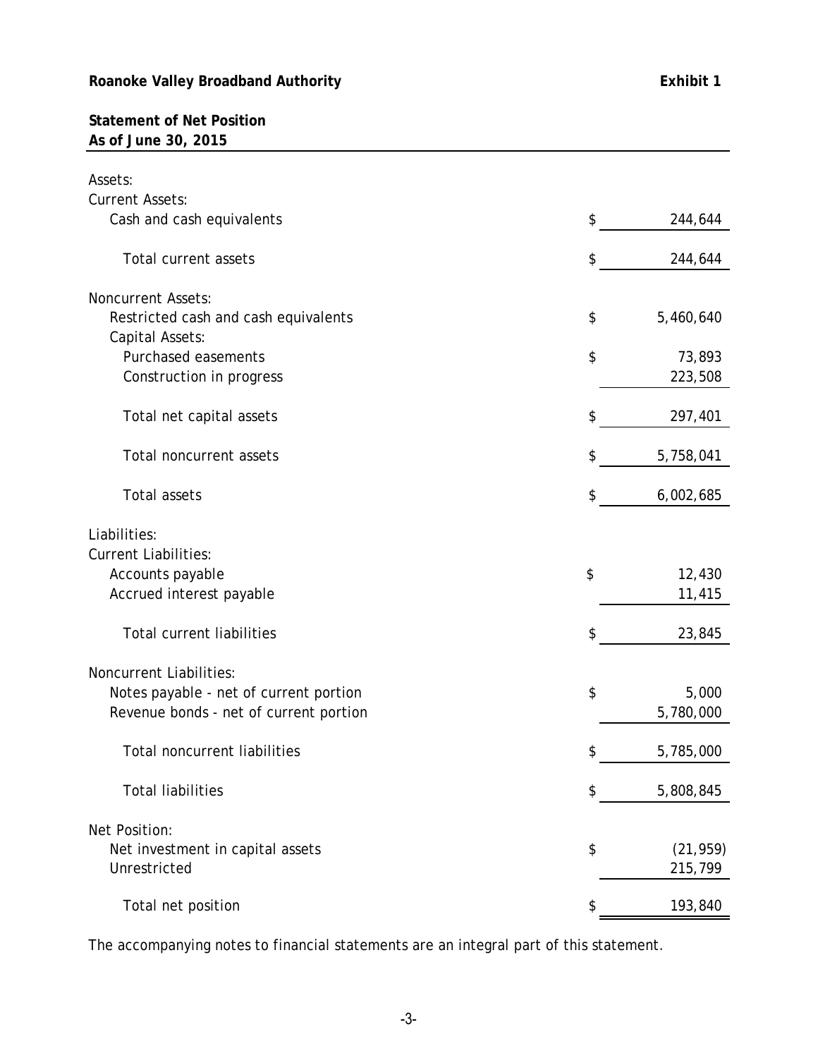**Roanoke Valley Broadband Authority** **Exhibit 1**

**Statement of Net Position**
**As of June 30, 2015**

| | | |
|---|---|---|
| Assets: | | |
| Current Assets: | | |
| Cash and cash equivalents | $ | 244,644 |
| Total current assets | $ | 244,644 |
| Noncurrent Assets: | | |
| Restricted cash and cash equivalents | $ | 5,460,640 |
| Capital Assets: | | |
| Purchased easements | $ | 73,893 |
| Construction in progress | | 223,508 |
| Total net capital assets | $ | 297,401 |
| Total noncurrent assets | $ | 5,758,041 |
| Total assets | $ | 6,002,685 |
| Liabilities: | | |
| Current Liabilities: | | |
| Accounts payable | $ | 12,430 |
| Accrued interest payable | | 11,415 |
| Total current liabilities | $ | 23,845 |
| Noncurrent Liabilities: | | |
| Notes payable - net of current portion | $ | 5,000 |
| Revenue bonds - net of current portion | | 5,780,000 |
| Total noncurrent liabilities | $ | 5,785,000 |
| Total liabilities | $ | 5,808,845 |
| Net Position: | | |
| Net investment in capital assets | $ | (21,959) |
| Unrestricted | | 215,799 |
| Total net position | $ | 193,840 |

The accompanying notes to financial statements are an integral part of this statement.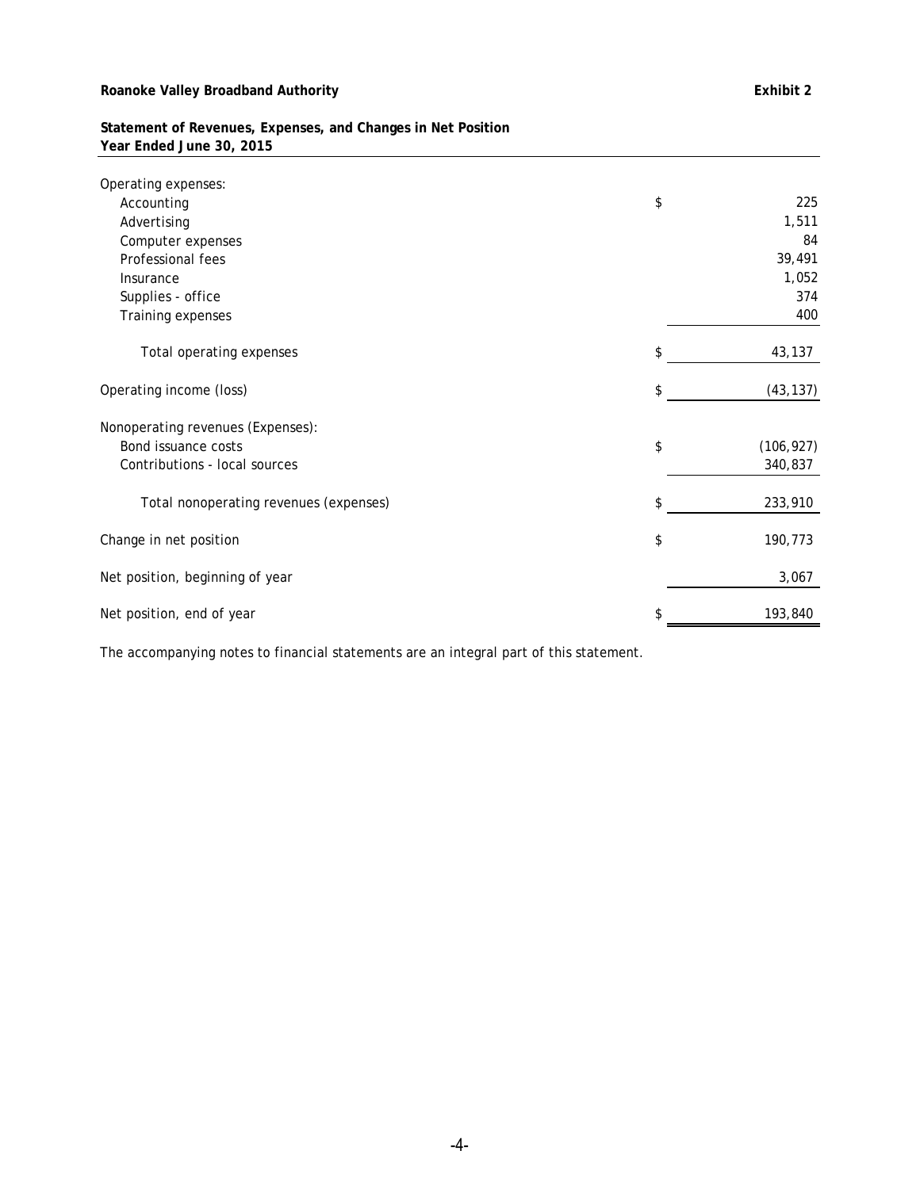**Roanoke Valley Broadband Authority** **Exhibit 2**

**Statement of Revenues, Expenses, and Changes in Net Position**
**Year Ended June 30, 2015**

| | | |
|---|---|---|
| Operating expenses: | | |
| Accounting | $ | 225 |
| Advertising | | 1,511 |
| Computer expenses | | 84 |
| Professional fees | | 39,491 |
| Insurance | | 1,052 |
| Supplies - office | | 374 |
| Training expenses | | 400 |
| Total operating expenses | $ | 43,137 |
| Operating income (loss) | $ | (43,137) |
| Nonoperating revenues (Expenses): | | |
| Bond issuance costs | $ | (106,927) |
| Contributions - local sources | | 340,837 |
| Total nonoperating revenues (expenses) | $ | 233,910 |
| Change in net position | $ | 190,773 |
| Net position, beginning of year | | 3,067 |
| Net position, end of year | $ | 193,840 |

The accompanying notes to financial statements are an integral part of this statement.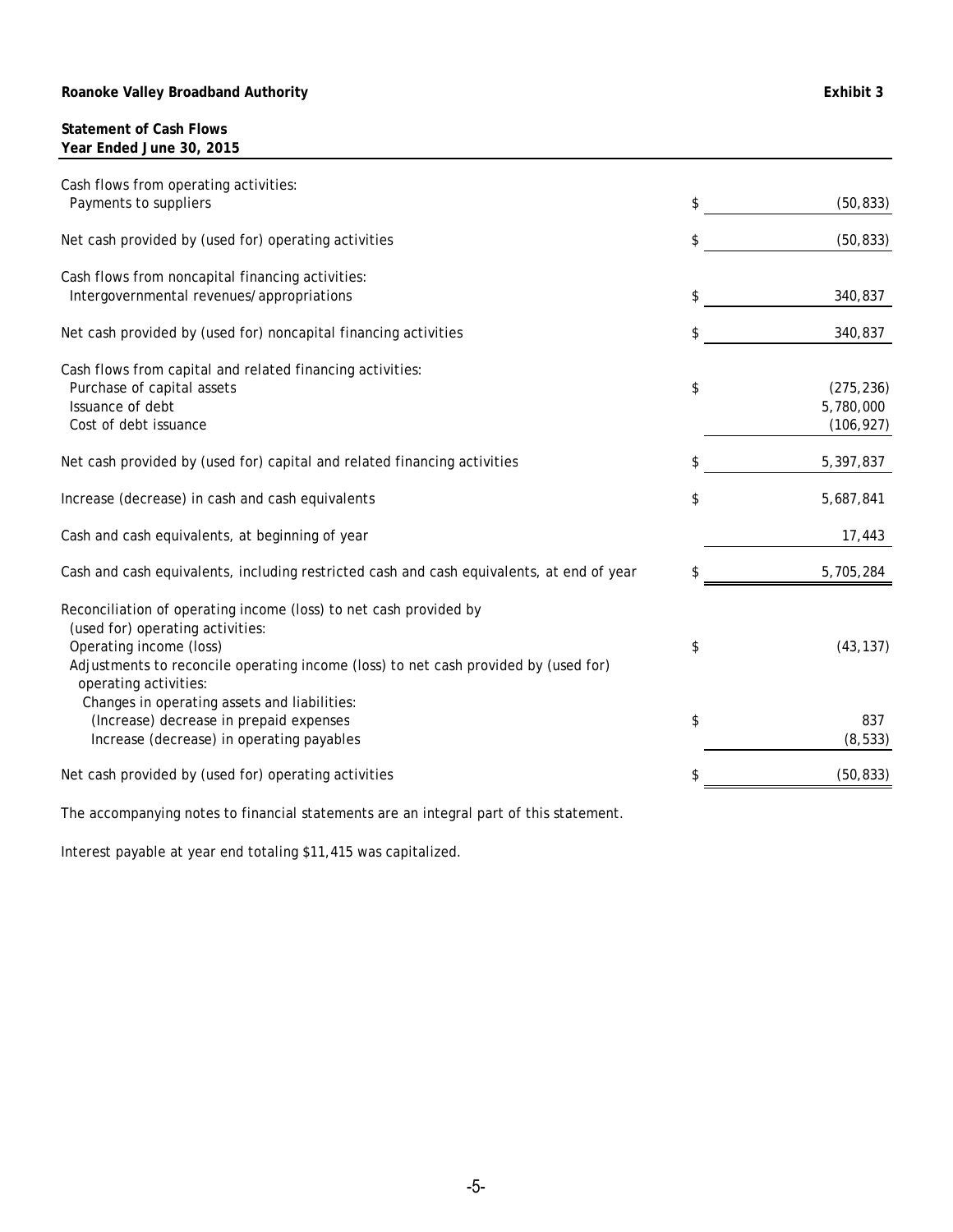**Roanoke Valley Broadband Authority** **Exhibit 3**

**Statement of Cash Flows**
**Year Ended June 30, 2015**

| | | |
|---|---|---|
| Cash flows from operating activities: | | |
| Payments to suppliers | $ | (50,833) |
| Net cash provided by (used for) operating activities | $ | (50,833) |
| Cash flows from noncapital financing activities: | | |
| Intergovernmental revenues/appropriations | $ | 340,837 |
| Net cash provided by (used for) noncapital financing activities | $ | 340,837 |
| Cash flows from capital and related financing activities: | | |
| Purchase of capital assets | $ | (275,236) |
| Issuance of debt | | 5,780,000 |
| Cost of debt issuance | | (106,927) |
| Net cash provided by (used for) capital and related financing activities | $ | 5,397,837 |
| Increase (decrease) in cash and cash equivalents | $ | 5,687,841 |
| Cash and cash equivalents, at beginning of year | | 17,443 |
| Cash and cash equivalents, including restricted cash and cash equivalents, at end of year | $ | 5,705,284 |
| Reconciliation of operating income (loss) to net cash provided by (used for) operating activities: | | |
| Operating income (loss) | $ | (43,137) |
| Adjustments to reconcile operating income (loss) to net cash provided by (used for) operating activities: | | |
| Changes in operating assets and liabilities: | | |
| (Increase) decrease in prepaid expenses | $ | 837 |
| Increase (decrease) in operating payables | | (8,533) |
| Net cash provided by (used for) operating activities | $ | (50,833) |

The accompanying notes to financial statements are an integral part of this statement.

Interest payable at year end totaling $11,415 was capitalized.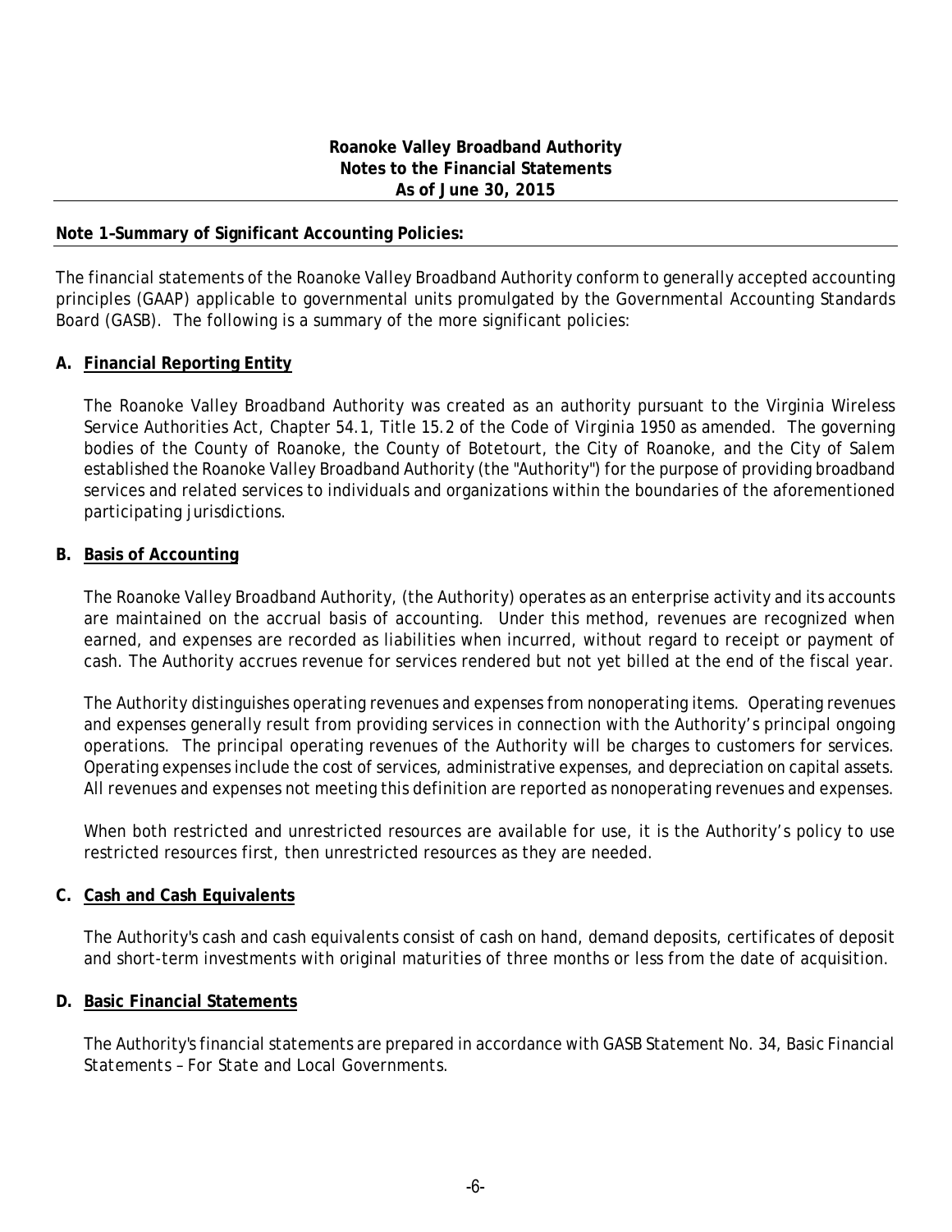**Roanoke Valley Broadband Authority**
**Notes to the Financial Statements**
**As of June 30, 2015**

## Note 1–Summary of Significant Accounting Policies:

The financial statements of the Roanoke Valley Broadband Authority conform to generally accepted accounting principles (GAAP) applicable to governmental units promulgated by the Governmental Accounting Standards Board (GASB). The following is a summary of the more significant policies:

### A. Financial Reporting Entity

The Roanoke Valley Broadband Authority was created as an authority pursuant to the Virginia Wireless Service Authorities Act, Chapter 54.1, Title 15.2 of the Code of Virginia 1950 as amended. The governing bodies of the County of Roanoke, the County of Botetourt, the City of Roanoke, and the City of Salem established the Roanoke Valley Broadband Authority (the "Authority") for the purpose of providing broadband services and related services to individuals and organizations within the boundaries of the aforementioned participating jurisdictions.

### B. Basis of Accounting

The Roanoke Valley Broadband Authority, (the Authority) operates as an enterprise activity and its accounts are maintained on the accrual basis of accounting. Under this method, revenues are recognized when earned, and expenses are recorded as liabilities when incurred, without regard to receipt or payment of cash. The Authority accrues revenue for services rendered but not yet billed at the end of the fiscal year.

The Authority distinguishes operating revenues and expenses from nonoperating items. Operating revenues and expenses generally result from providing services in connection with the Authority's principal ongoing operations. The principal operating revenues of the Authority will be charges to customers for services. Operating expenses include the cost of services, administrative expenses, and depreciation on capital assets. All revenues and expenses not meeting this definition are reported as nonoperating revenues and expenses.

When both restricted and unrestricted resources are available for use, it is the Authority's policy to use restricted resources first, then unrestricted resources as they are needed.

### C. Cash and Cash Equivalents

The Authority's cash and cash equivalents consist of cash on hand, demand deposits, certificates of deposit and short-term investments with original maturities of three months or less from the date of acquisition.

### D. Basic Financial Statements

The Authority's financial statements are prepared in accordance with GASB Statement No. 34, *Basic Financial Statements – For State and Local Governments.*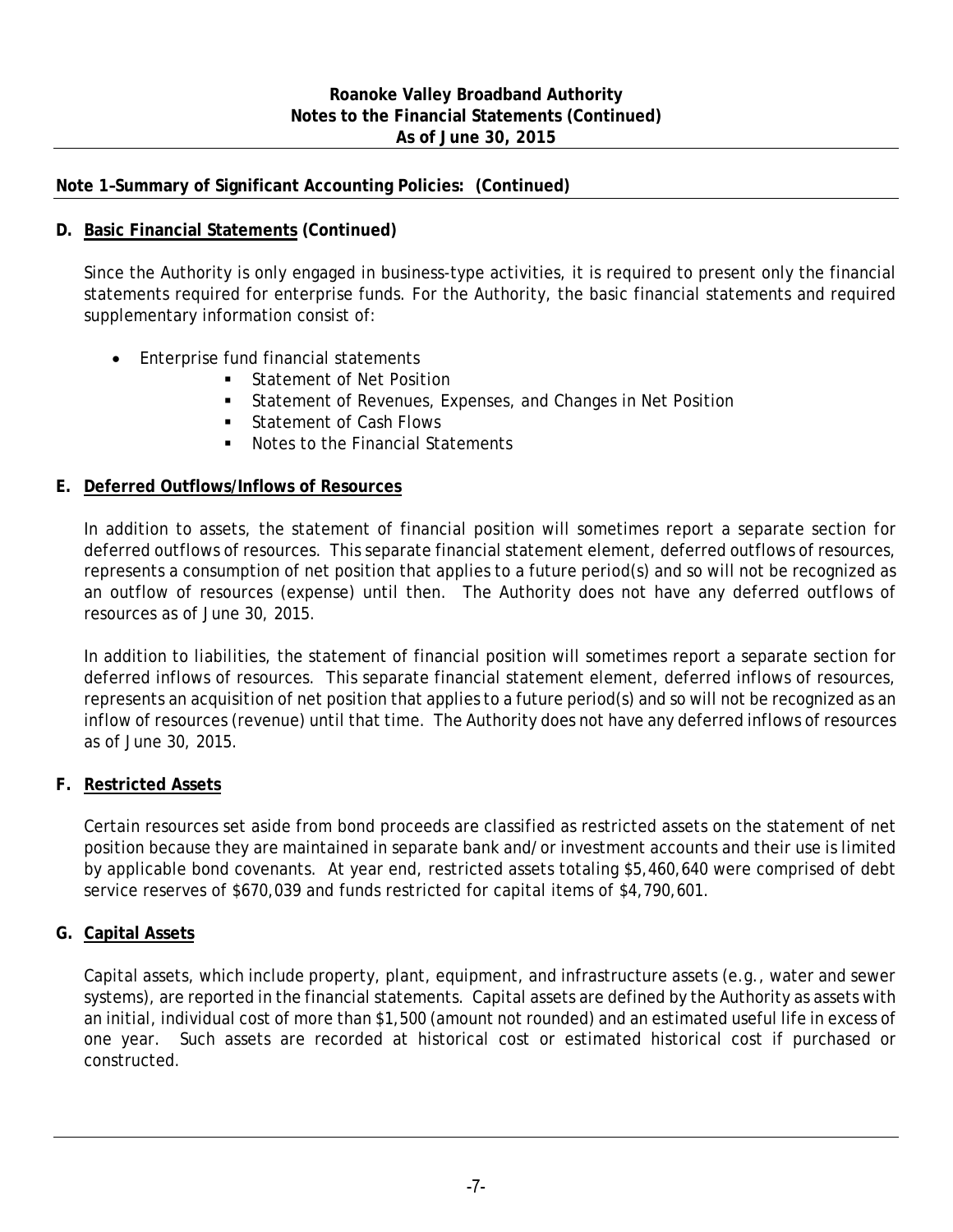**Note 1–Summary of Significant Accounting Policies: (Continued)**

**D. Basic Financial Statements (Continued)**

Since the Authority is only engaged in business-type activities, it is required to present only the financial statements required for enterprise funds. For the Authority, the basic financial statements and required supplementary information consist of:

- Enterprise fund financial statements
  - Statement of Net Position
  - Statement of Revenues, Expenses, and Changes in Net Position
  - Statement of Cash Flows
  - Notes to the Financial Statements

**E. Deferred Outflows/Inflows of Resources**

In addition to assets, the statement of financial position will sometimes report a separate section for deferred outflows of resources. This separate financial statement element, deferred outflows of resources, represents a consumption of net position that applies to a future period(s) and so will not be recognized as an outflow of resources (expense) until then. The Authority does not have any deferred outflows of resources as of June 30, 2015.

In addition to liabilities, the statement of financial position will sometimes report a separate section for deferred inflows of resources. This separate financial statement element, deferred inflows of resources, represents an acquisition of net position that applies to a future period(s) and so will not be recognized as an inflow of resources (revenue) until that time. The Authority does not have any deferred inflows of resources as of June 30, 2015.

**F. Restricted Assets**

Certain resources set aside from bond proceeds are classified as restricted assets on the statement of net position because they are maintained in separate bank and/or investment accounts and their use is limited by applicable bond covenants. At year end, restricted assets totaling $5,460,640 were comprised of debt service reserves of $670,039 and funds restricted for capital items of $4,790,601.

**G. Capital Assets**

Capital assets, which include property, plant, equipment, and infrastructure assets (e.g., water and sewer systems), are reported in the financial statements. Capital assets are defined by the Authority as assets with an initial, individual cost of more than $1,500 (amount not rounded) and an estimated useful life in excess of one year. Such assets are recorded at historical cost or estimated historical cost if purchased or constructed.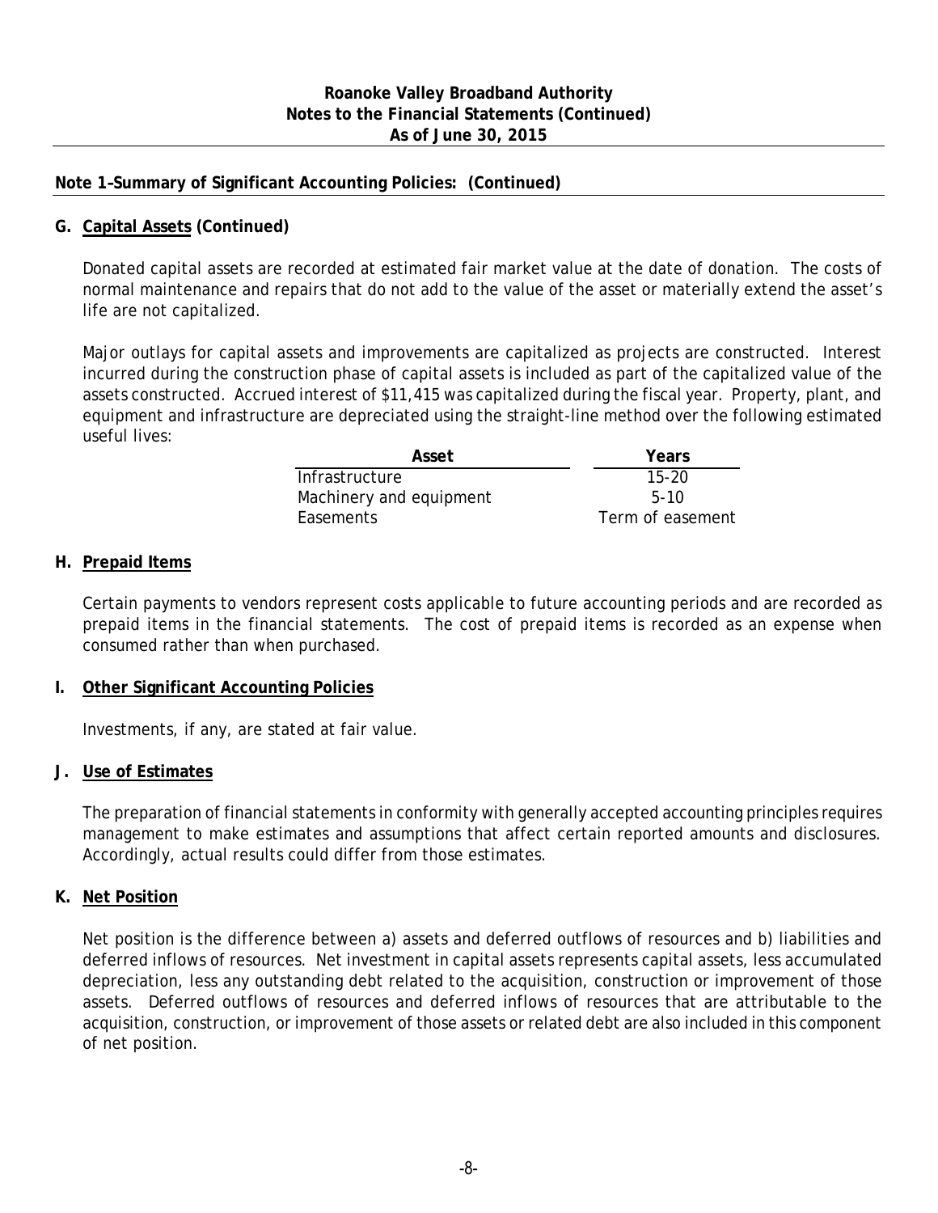**Roanoke Valley Broadband Authority**
**Notes to the Financial Statements (Continued)**
**As of June 30, 2015**

**Note 1–Summary of Significant Accounting Policies: (Continued)**

**G. Capital Assets (Continued)**

Donated capital assets are recorded at estimated fair market value at the date of donation. The costs of normal maintenance and repairs that do not add to the value of the asset or materially extend the asset's life are not capitalized.

Major outlays for capital assets and improvements are capitalized as projects are constructed. Interest incurred during the construction phase of capital assets is included as part of the capitalized value of the assets constructed. Accrued interest of $11,415 was capitalized during the fiscal year. Property, plant, and equipment and infrastructure are depreciated using the straight-line method over the following estimated useful lives:

| Asset | Years |
|---|---|
| Infrastructure | 15-20 |
| Machinery and equipment | 5-10 |
| Easements | Term of easement |

**H. Prepaid Items**

Certain payments to vendors represent costs applicable to future accounting periods and are recorded as prepaid items in the financial statements. The cost of prepaid items is recorded as an expense when consumed rather than when purchased.

**I. Other Significant Accounting Policies**

Investments, if any, are stated at fair value.

**J. Use of Estimates**

The preparation of financial statements in conformity with generally accepted accounting principles requires management to make estimates and assumptions that affect certain reported amounts and disclosures. Accordingly, actual results could differ from those estimates.

**K. Net Position**

Net position is the difference between a) assets and deferred outflows of resources and b) liabilities and deferred inflows of resources. Net investment in capital assets represents capital assets, less accumulated depreciation, less any outstanding debt related to the acquisition, construction or improvement of those assets. Deferred outflows of resources and deferred inflows of resources that are attributable to the acquisition, construction, or improvement of those assets or related debt are also included in this component of net position.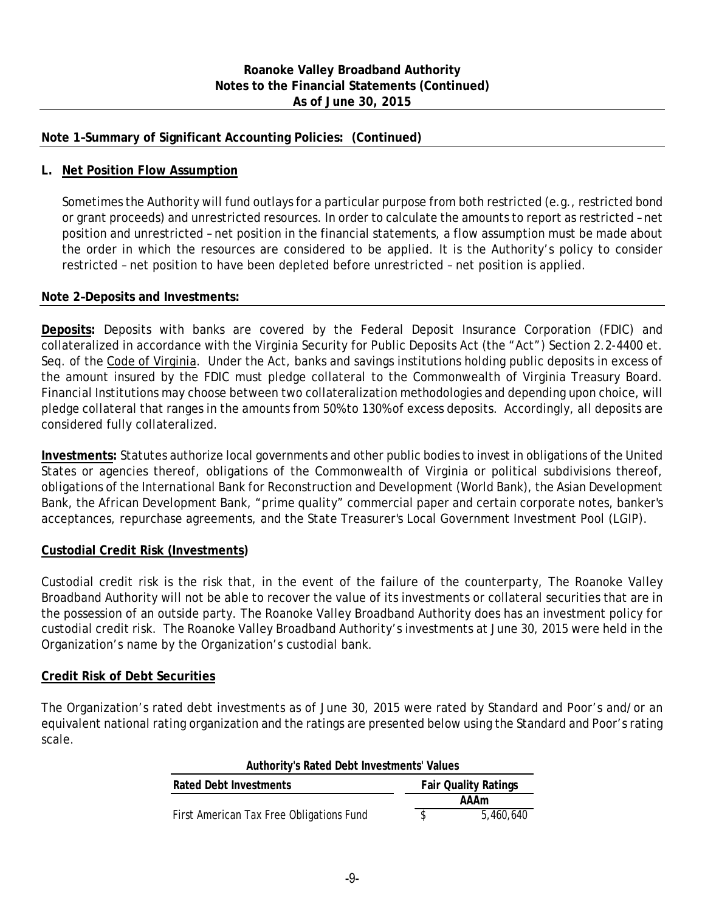**Note 1–Summary of Significant Accounting Policies: (Continued)**

**L. Net Position Flow Assumption**

Sometimes the Authority will fund outlays for a particular purpose from both restricted (e.g., restricted bond or grant proceeds) and unrestricted resources. In order to calculate the amounts to report as restricted – net position and unrestricted – net position in the financial statements, a flow assumption must be made about the order in which the resources are considered to be applied. It is the Authority's policy to consider restricted – net position to have been depleted before unrestricted – net position is applied.

**Note 2–Deposits and Investments:**

**Deposits:** Deposits with banks are covered by the Federal Deposit Insurance Corporation (FDIC) and collateralized in accordance with the Virginia Security for Public Deposits Act (the "Act") Section 2.2-4400 et. Seq. of the Code of Virginia. Under the Act, banks and savings institutions holding public deposits in excess of the amount insured by the FDIC must pledge collateral to the Commonwealth of Virginia Treasury Board. Financial Institutions may choose between two collateralization methodologies and depending upon choice, will pledge collateral that ranges in the amounts from 50% to 130% of excess deposits. Accordingly, all deposits are considered fully collateralized.

**Investments:** Statutes authorize local governments and other public bodies to invest in obligations of the United States or agencies thereof, obligations of the Commonwealth of Virginia or political subdivisions thereof, obligations of the International Bank for Reconstruction and Development (World Bank), the Asian Development Bank, the African Development Bank, "prime quality" commercial paper and certain corporate notes, banker's acceptances, repurchase agreements, and the State Treasurer's Local Government Investment Pool (LGIP).

**Custodial Credit Risk (Investments)**

Custodial credit risk is the risk that, in the event of the failure of the counterparty, The Roanoke Valley Broadband Authority will not be able to recover the value of its investments or collateral securities that are in the possession of an outside party. The Roanoke Valley Broadband Authority does has an investment policy for custodial credit risk. The Roanoke Valley Broadband Authority's investments at June 30, 2015 were held in the Organization's name by the Organization's custodial bank.

**Credit Risk of Debt Securities**

The Organization's rated debt investments as of June 30, 2015 were rated by Standard and Poor's and/or an equivalent national rating organization and the ratings are presented below using the Standard and Poor's rating scale.

**Authority's Rated Debt Investments' Values**

| Rated Debt Investments | Fair Quality Ratings |
|---|---|
| | AAAm |
| First American Tax Free Obligations Fund | $ 5,460,640 |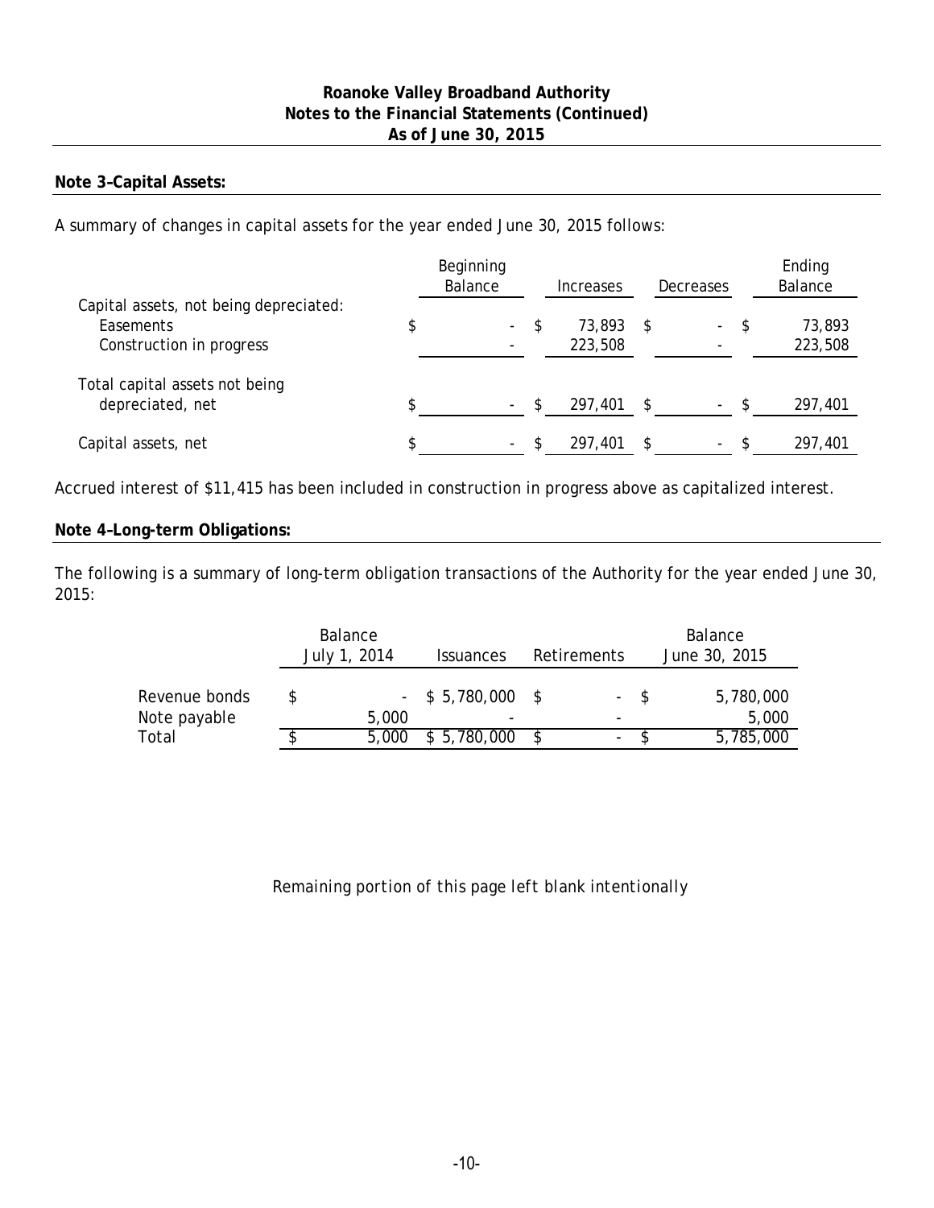## Note 3–Capital Assets:

A summary of changes in capital assets for the year ended June 30, 2015 follows:

| | Beginning Balance | Increases | Decreases | Ending Balance |
|---|---|---|---|---|
| Capital assets, not being depreciated: | | | | |
| Easements | $ - | $ 73,893 | $ - | $ 73,893 |
| Construction in progress | - | 223,508 | - | 223,508 |
| Total capital assets not being depreciated, net | $ - | $ 297,401 | $ - | $ 297,401 |
| Capital assets, net | $ - | $ 297,401 | $ - | $ 297,401 |

Accrued interest of $11,415 has been included in construction in progress above as capitalized interest.

## Note 4–Long-term Obligations:

The following is a summary of long-term obligation transactions of the Authority for the year ended June 30, 2015:

| | Balance July 1, 2014 | Issuances | Retirements | Balance June 30, 2015 |
|---|---|---|---|---|
| Revenue bonds | $ - | $ 5,780,000 | $ - | $ 5,780,000 |
| Note payable | 5,000 | - | - | 5,000 |
| Total | $ 5,000 | $ 5,780,000 | $ - | $ 5,785,000 |

*Remaining portion of this page left blank intentionally*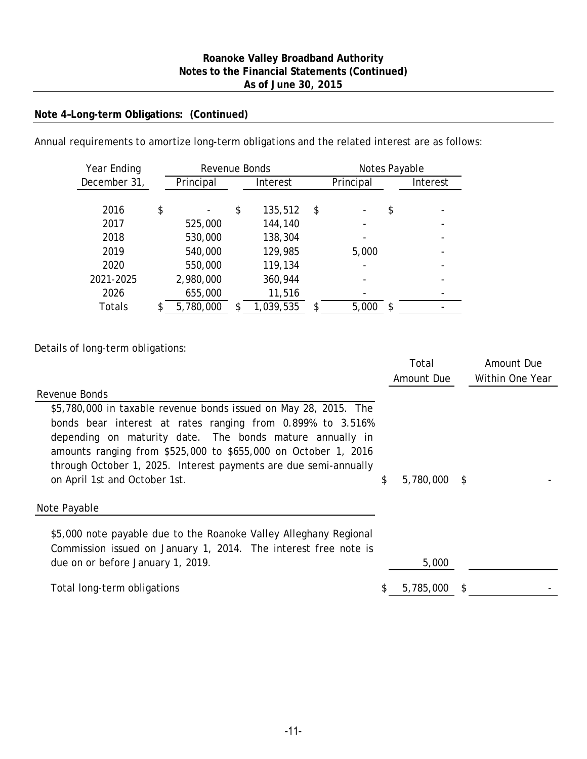**Roanoke Valley Broadband Authority**
**Notes to the Financial Statements (Continued)**
**As of June 30, 2015**

## Note 4–Long-term Obligations: (Continued)

Annual requirements to amortize long-term obligations and the related interest are as follows:

| Year Ending | Revenue Bonds | | Notes Payable | |
|---|---|---|---|---|
| December 31, | Principal | Interest | Principal | Interest |
| 2016 | $ - | $ 135,512 | $ - | $ - |
| 2017 | 525,000 | 144,140 | - | - |
| 2018 | 530,000 | 138,304 | - | - |
| 2019 | 540,000 | 129,985 | 5,000 | - |
| 2020 | 550,000 | 119,134 | - | - |
| 2021-2025 | 2,980,000 | 360,944 | - | - |
| 2026 | 655,000 | 11,516 | - | - |
| Totals | $ 5,780,000 | $ 1,039,535 | $ 5,000 | $ - |

Details of long-term obligations:

| | Total Amount Due | Amount Due Within One Year |
|---|---|---|
| **Revenue Bonds** | | |
| $5,780,000 in taxable revenue bonds issued on May 28, 2015. The bonds bear interest at rates ranging from 0.899% to 3.516% depending on maturity date. The bonds mature annually in amounts ranging from $525,000 to $655,000 on October 1, 2016 through October 1, 2025. Interest payments are due semi-annually on April 1st and October 1st. | $ 5,780,000 | $ - |
| **Note Payable** | | |
| $5,000 note payable due to the Roanoke Valley Alleghany Regional Commission issued on January 1, 2014. The interest free note is due on or before January 1, 2019. | 5,000 | |
| Total long-term obligations | $ 5,785,000 | $ - |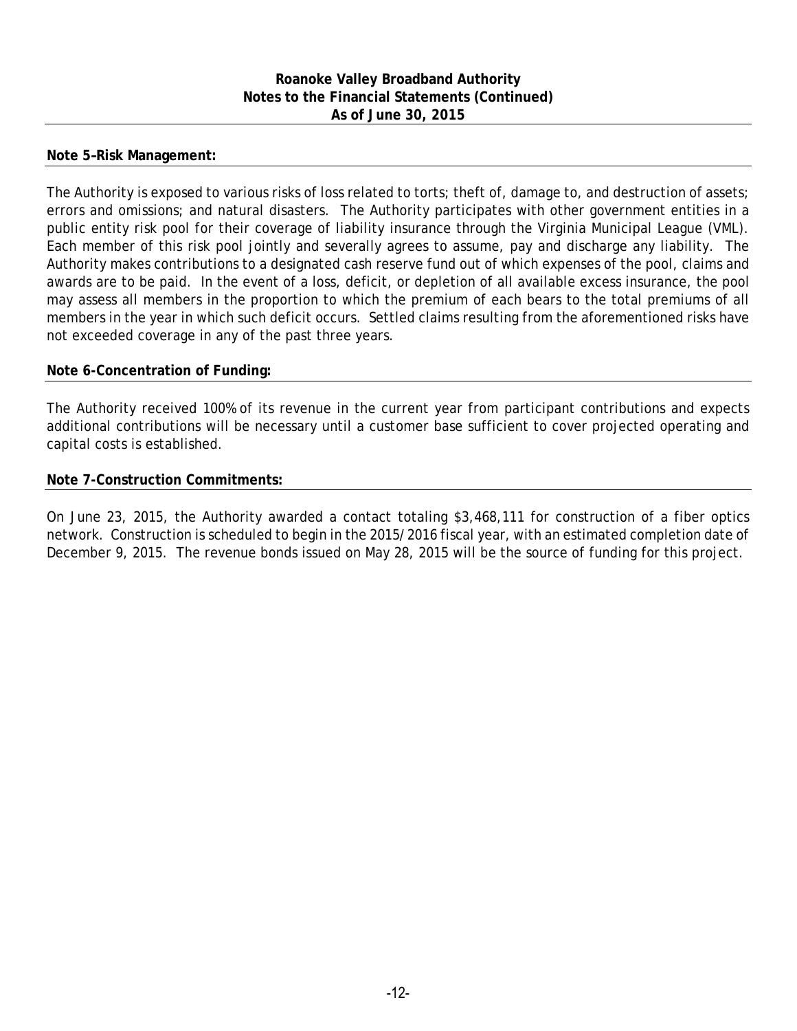**Roanoke Valley Broadband Authority**
**Notes to the Financial Statements (Continued)**
**As of June 30, 2015**

### Note 5–Risk Management:

The Authority is exposed to various risks of loss related to torts; theft of, damage to, and destruction of assets; errors and omissions; and natural disasters. The Authority participates with other government entities in a public entity risk pool for their coverage of liability insurance through the Virginia Municipal League (VML). Each member of this risk pool jointly and severally agrees to assume, pay and discharge any liability. The Authority makes contributions to a designated cash reserve fund out of which expenses of the pool, claims and awards are to be paid. In the event of a loss, deficit, or depletion of all available excess insurance, the pool may assess all members in the proportion to which the premium of each bears to the total premiums of all members in the year in which such deficit occurs. Settled claims resulting from the aforementioned risks have not exceeded coverage in any of the past three years.

### Note 6-Concentration of Funding:

The Authority received 100% of its revenue in the current year from participant contributions and expects additional contributions will be necessary until a customer base sufficient to cover projected operating and capital costs is established.

### Note 7-Construction Commitments:

On June 23, 2015, the Authority awarded a contact totaling $3,468,111 for construction of a fiber optics network. Construction is scheduled to begin in the 2015/2016 fiscal year, with an estimated completion date of December 9, 2015. The revenue bonds issued on May 28, 2015 will be the source of funding for this project.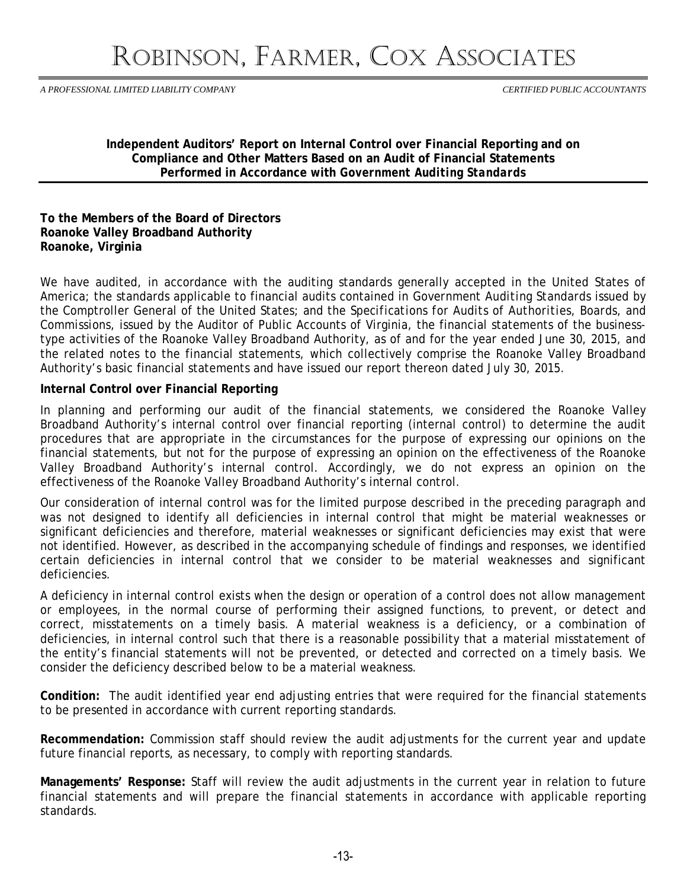# ROBINSON, FARMER, COX ASSOCIATES

*A PROFESSIONAL LIMITED LIABILITY COMPANY* *CERTIFIED PUBLIC ACCOUNTANTS*

**Independent Auditors' Report on Internal Control over Financial Reporting and on Compliance and Other Matters Based on an Audit of Financial Statements Performed in Accordance with *Government Auditing Standards***

**To the Members of the Board of Directors**
**Roanoke Valley Broadband Authority**
**Roanoke, Virginia**

We have audited, in accordance with the auditing standards generally accepted in the United States of America; the standards applicable to financial audits contained in *Government Auditing Standards* issued by the Comptroller General of the United States; and the *Specifications for Audits of Authorities, Boards, and Commissions*, issued by the Auditor of Public Accounts of Virginia, the financial statements of the business-type activities of the Roanoke Valley Broadband Authority, as of and for the year ended June 30, 2015, and the related notes to the financial statements, which collectively comprise the Roanoke Valley Broadband Authority's basic financial statements and have issued our report thereon dated July 30, 2015.

**Internal Control over Financial Reporting**

In planning and performing our audit of the financial statements, we considered the Roanoke Valley Broadband Authority's internal control over financial reporting (internal control) to determine the audit procedures that are appropriate in the circumstances for the purpose of expressing our opinions on the financial statements, but not for the purpose of expressing an opinion on the effectiveness of the Roanoke Valley Broadband Authority's internal control. Accordingly, we do not express an opinion on the effectiveness of the Roanoke Valley Broadband Authority's internal control.

Our consideration of internal control was for the limited purpose described in the preceding paragraph and was not designed to identify all deficiencies in internal control that might be material weaknesses or significant deficiencies and therefore, material weaknesses or significant deficiencies may exist that were not identified. However, as described in the accompanying schedule of findings and responses, we identified certain deficiencies in internal control that we consider to be material weaknesses and significant deficiencies.

A *deficiency in internal control* exists when the design or operation of a control does not allow management or employees, in the normal course of performing their assigned functions, to prevent, or detect and correct, misstatements on a timely basis. A *material weakness* is a deficiency, or a combination of deficiencies, in internal control such that there is a reasonable possibility that a material misstatement of the entity's financial statements will not be prevented, or detected and corrected on a timely basis. We consider the deficiency described below to be a material weakness.

**Condition:** The audit identified year end adjusting entries that were required for the financial statements to be presented in accordance with current reporting standards.

**Recommendation:** Commission staff should review the audit adjustments for the current year and update future financial reports, as necessary, to comply with reporting standards.

**Managements' Response:** Staff will review the audit adjustments in the current year in relation to future financial statements and will prepare the financial statements in accordance with applicable reporting standards.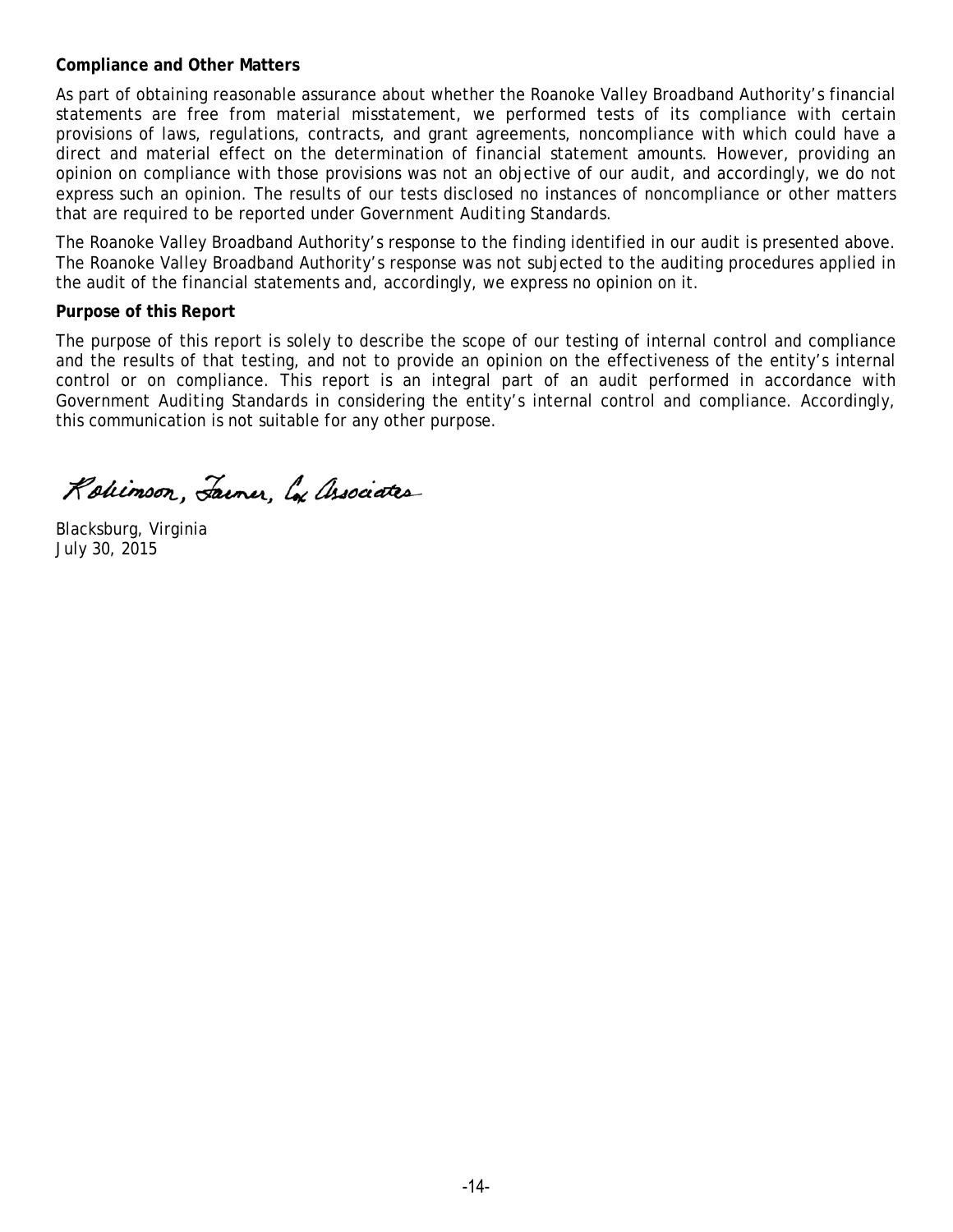**Compliance and Other Matters**

As part of obtaining reasonable assurance about whether the Roanoke Valley Broadband Authority's financial statements are free from material misstatement, we performed tests of its compliance with certain provisions of laws, regulations, contracts, and grant agreements, noncompliance with which could have a direct and material effect on the determination of financial statement amounts. However, providing an opinion on compliance with those provisions was not an objective of our audit, and accordingly, we do not express such an opinion. The results of our tests disclosed no instances of noncompliance or other matters that are required to be reported under *Government Auditing Standards*.

The Roanoke Valley Broadband Authority's response to the finding identified in our audit is presented above. The Roanoke Valley Broadband Authority's response was not subjected to the auditing procedures applied in the audit of the financial statements and, accordingly, we express no opinion on it.

**Purpose of this Report**

The purpose of this report is solely to describe the scope of our testing of internal control and compliance and the results of that testing, and not to provide an opinion on the effectiveness of the entity's internal control or on compliance. This report is an integral part of an audit performed in accordance with *Government Auditing Standards* in considering the entity's internal control and compliance. Accordingly, this communication is not suitable for any other purpose.

Robinson, Farmer, Cox Associates

Blacksburg, Virginia
July 30, 2015